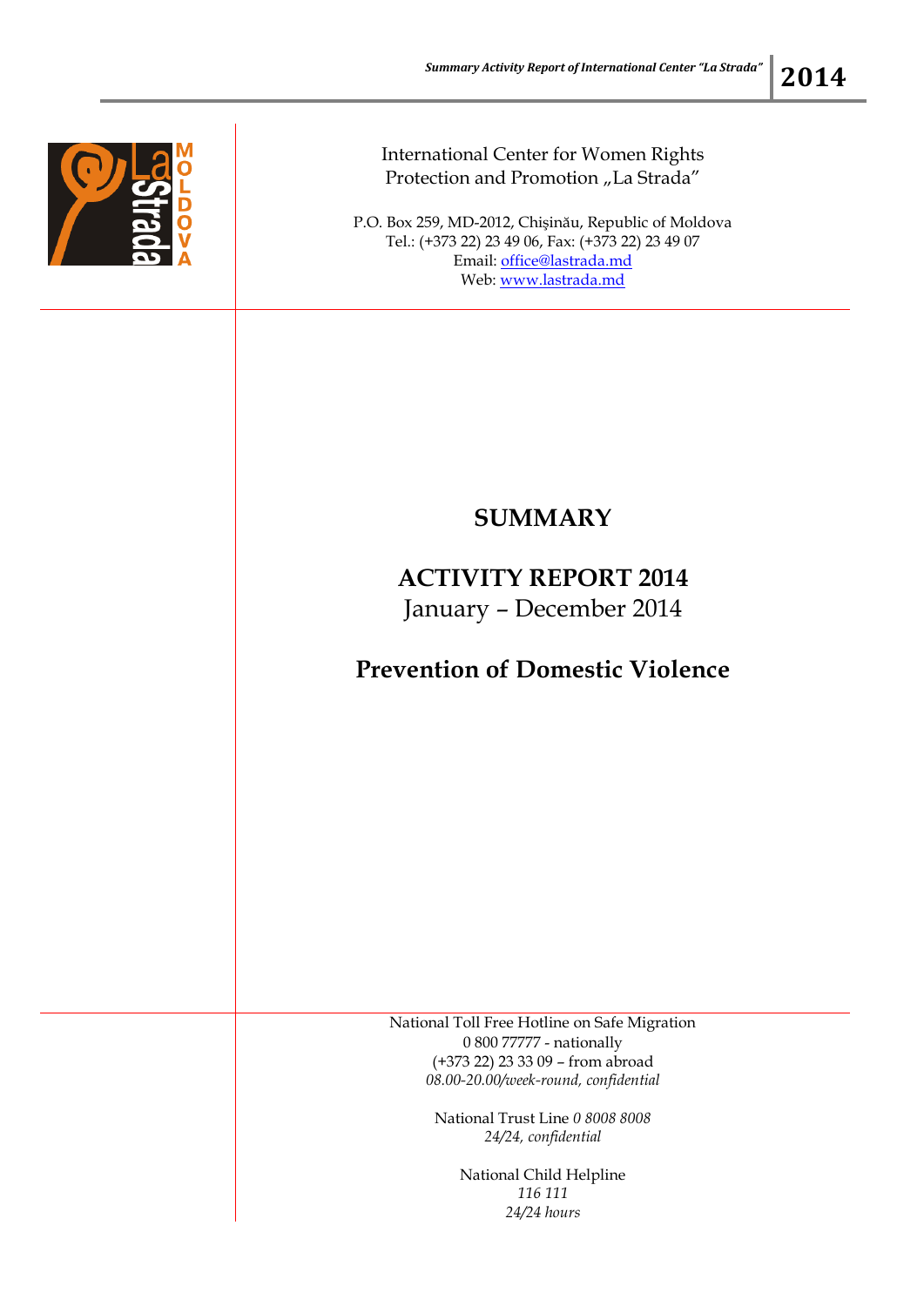International Center for Women Rights
Protection and Promotion „La Strada”

P.O. Box 259, MD-2012, Chişinău, Republic of Moldova
Tel.: (+373 22) 23 49 06, Fax: (+373 22) 23 49 07
Email: office@lastrada.md
Web: www.lastrada.md

# SUMMARY

## ACTIVITY REPORT 2014

January – December 2014

## Prevention of Domestic Violence

National Toll Free Hotline on Safe Migration
0 800 77777 - nationally
(+373 22) 23 33 09 – from abroad
*08.00-20.00/week-round, confidential*

National Trust Line *0 8008 8008*
*24/24, confidential*

National Child Helpline
*116 111*
*24/24 hours*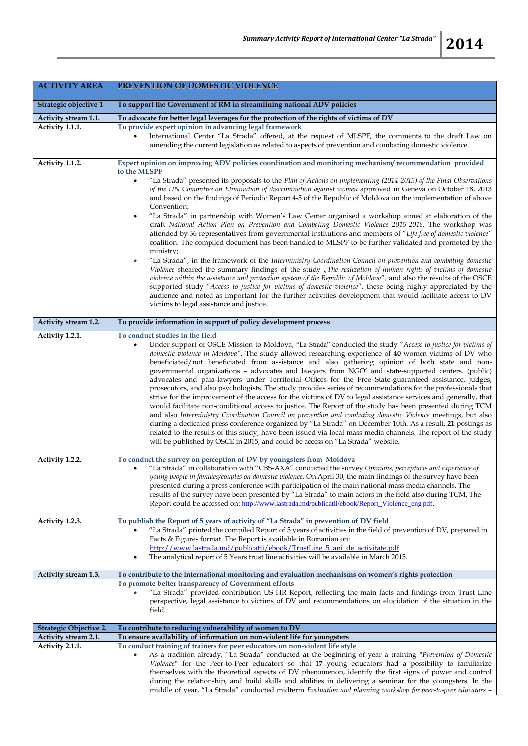| ACTIVITY AREA | PREVENTION OF DOMESTIC VIOLENCE |
|---|---|
| **Strategic objective 1** | **To support the Government of RM in streamlining national ADV policies** |
| **Activity stream 1.1.** | **To advocate for better legal leverages for the protection of the rights of victims of DV** |
| **Activity 1.1.1.** | **To provide expert opinion in advancing legal framework**<br>• International Center "La Strada" offered, at the request of MLSPF, the comments to the draft Law on amending the current legislation as related to aspects of prevention and combating domestic violence. |
| **Activity 1.1.2.** | **Expert opinion on improving ADV policies coordination and monitoring mechanism/ recommendation provided to the MLSPF**<br>• "La Strada" presented its proposals to the *Plan of Actions on implementing (2014-2015) of the Final Observations of the UN Committee on Elimination of discrimination against women* approved in Geneva on October 18, 2013 and based on the findings of Periodic Report 4-5 of the Republic of Moldova on the implementation of above Convention;<br>• "La Strada" in partnership with Women's Law Center organised a workshop aimed at elaboration of the draft *National Action Plan on Prevention and Combating Domestic Violence 2015-2018*. The workshop was attended by 36 representatives from governmental institutions and members of "*Life free of domestic violence"* coalition. The compiled document has been handled to MLSPF to be further validated and promoted by the ministry;<br>• "La Strada", in the framework of the *Interministry Coordination Council on prevention and combating domestic Violence* sheared the summary findings of the study „*The realization of human rights of victims of domestic violence within the assistance and protection system of the Republic of Moldova*", and also the results of the OSCE supported study "*Access to justice for victims of domestic violence*", these being highly appreciated by the audience and noted as important for the further activities development that would facilitate access to DV victims to legal assistance and justice. |
| **Activity stream 1.2.** | **To provide information in support of policy development process** |
| **Activity 1.2.1.** | **To conduct studies in the field**<br>• Under support of OSCE Mission to Moldova, "La Strada" conducted the study "*Access to justice for victims of domestic violence in Moldova*". The study allowed researching experience of **40** women victims of DV who beneficiated/not beneficiated from assistance and also gathering opinion of both state and non-governmental organizations – advocates and lawyers from NGO' and state-supported centers, (public) advocates and para-lawyers under Territorial Offices for the Free State-guaranteed assistance, judges, prosecutors, and also psychologists. The study provides series of recommendations for the professionals that strive for the improvement of the access for the victims of DV to legal assistance services and generally, that would facilitate non-conditional access to justice. The Report of the study has been presented during TCM and also *Interministry Coordination Council on prevention and combating domestic Violence* meetings, but also during a dedicated press conference organized by "La Strada" on December 10th. As a result, **21** postings as related to the results of this study, have been issued via local mass media channels. The report of the study will be published by OSCE in 2015, and could be access on "La Strada" website. |
| **Activity 1.2.2.** | **To conduct the survey on perception of DV by youngsters from Moldova**<br>• "La Strada" in collaboration with "CBS-AXA" conducted the survey *Opinions, perceptions and experience of young people in families/couples on domestic violence*. On April 30, the main findings of the survey have been presented during a press conference with participation of the main national mass media channels. The results of the survey have been presented by "La Strada" to main actors in the field also during TCM. The Report could be accessed on: http://www.lastrada.md/publicatii/ebook/Report_Violence_eng.pdf. |
| **Activity 1.2.3.** | **To publish the Report of 5 years of activity of "La Strada" in prevention of DV field**<br>• "La Strada" printed the compiled Report of 5 years of activities in the field of prevention of DV, prepared in Facts & Figures format. The Report is available in Romanian on: http://www.lastrada.md/publicatii/ebook/TrustLine_5_ani_de_activitate.pdf<br>• The analytical report of 5 Years trust line activities will be available in March 2015. |
| **Activity stream 1.3.** | **To contribute to the international monitoring and evaluation mechanisms on women's rights protection** |
| | **To promote better transparency of Government efforts**<br>• "La Strada" provided contribution US HR Report, reflecting the main facts and findings from Trust Line perspective, legal assistance to victims of DV and recommendations on elucidation of the situation in the field. |
| **Strategic Objective 2.** | **To contribute to reducing vulnerability of women to DV** |
| **Activity stream 2.1.** | **To ensure availability of information on non-violent life for youngsters** |
| **Activity 2.1.1.** | **To conduct training of trainers for peer educators on non-violent life style**<br>• As a tradition already, "La Strada" conducted at the beginning of year a training "*Prevention of Domestic Violence*" for the Peer-to-Peer educators so that **17** young educators had a possibility to familiarize themselves with the theoretical aspects of DV phenomenon, identify the first signs of power and control during the relationship, and build skills and abilities in delivering a seminar for the youngsters. In the middle of year, "La Strada" conducted midterm *Evaluation and planning workshop for peer-to-peer educators –* |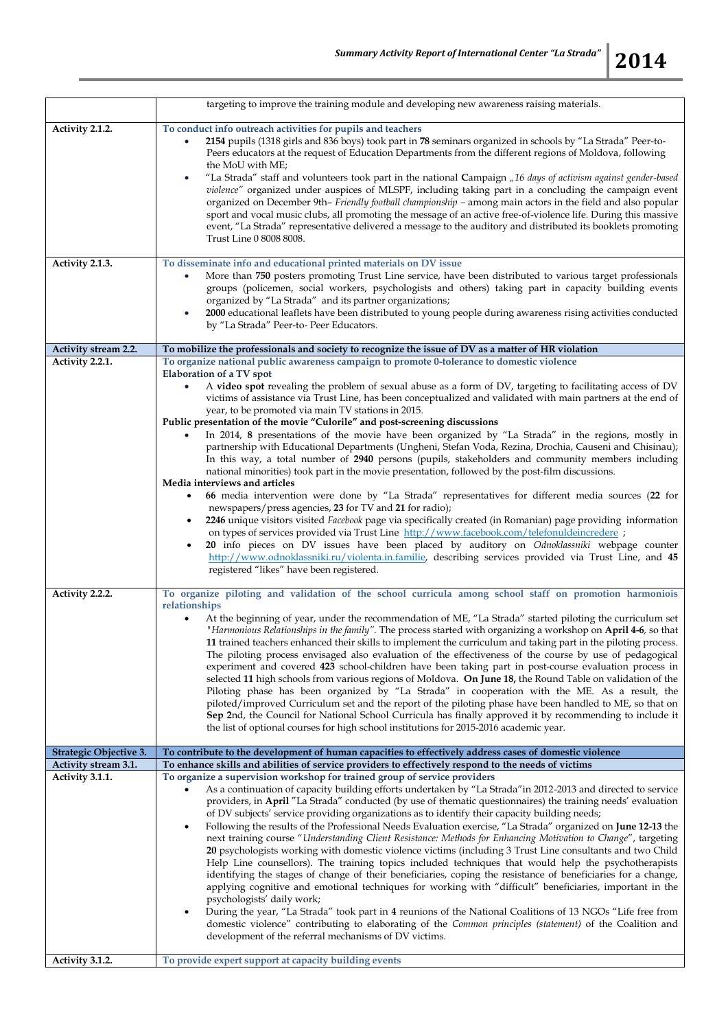| | |
|---|---|
| | targeting to improve the training module and developing new awareness raising materials. |
| **Activity 2.1.2.** | **To conduct info outreach activities for pupils and teachers**<br>• **2154** pupils (1318 girls and 836 boys) took part in **78** seminars organized in schools by "La Strada" Peer-to-Peers educators at the request of Education Departments from the different regions of Moldova, following the MoU with ME;<br>• "La Strada" staff and volunteers took part in the national **C**ampaign *„16 days of activism against gender-based violence"* organized under auspices of MLSPF, including taking part in a concluding the campaign event organized on December 9th– *Friendly football championship* – among main actors in the field and also popular sport and vocal music clubs, all promoting the message of an active free-of-violence life. During this massive event, "La Strada" representative delivered a message to the auditory and distributed its booklets promoting Trust Line 0 8008 8008. |
| **Activity 2.1.3.** | **To disseminate info and educational printed materials on DV issue**<br>• More than **750** posters promoting Trust Line service, have been distributed to various target professionals groups (policemen, social workers, psychologists and others) taking part in capacity building events organized by "La Strada" and its partner organizations;<br>• **2000** educational leaflets have been distributed to young people during awareness rising activities conducted by "La Strada" Peer-to- Peer Educators. |
| **Activity stream 2.2.** | **To mobilize the professionals and society to recognize the issue of DV as a matter of HR violation** |
| **Activity 2.2.1.** | **To organize national public awareness campaign to promote 0-tolerance to domestic violence**<br>**Elaboration of a TV spot**<br>• A **video spot** revealing the problem of sexual abuse as a form of DV, targeting to facilitating access of DV victims of assistance via Trust Line, has been conceptualized and validated with main partners at the end of year, to be promoted via main TV stations in 2015.<br>**Public presentation of the movie "Culorile" and post-screening discussions**<br>• In 2014, **8** presentations of the movie have been organized by "La Strada" in the regions, mostly in partnership with Educational Departments (Ungheni, Stefan Voda, Rezina, Drochia, Causeni and Chisinau); In this way, a total number of **2940** persons (pupils, stakeholders and community members including national minorities) took part in the movie presentation, followed by the post-film discussions.<br>**Media interviews and articles**<br>• **66** media intervention were done by "La Strada" representatives for different media sources (**22** for newspapers/press agencies, **23** for TV and **21** for radio);<br>• **2246** unique visitors visited *Facebook* page via specifically created (in Romanian) page providing information on types of services provided via Trust Line http://www.facebook.com/telefonuldeincredere ;<br>• **20** info pieces on DV issues have been placed by auditory on *Odnoklassniki* webpage counter http://www.odnoklassniki.ru/violenta.in.familie, describing services provided via Trust Line, and **45** registered "likes" have been registered. |
| **Activity 2.2.2.** | **To organize piloting and validation of the school curricula among school staff on promotion harmoniois relationships**<br>• At the beginning of year, under the recommendation of ME, "La Strada" started piloting the curriculum set *"Harmonious Relationships in the family"*. The process started with organizing a workshop on **April 4-6**, so that **11** trained teachers enhanced their skills to implement the curriculum and taking part in the piloting process. The piloting process envisaged also evaluation of the effectiveness of the course by use of pedagogical experiment and covered **423** school-children have been taking part in post-course evaluation process in selected **11** high schools from various regions of Moldova. **On June 18,** the Round Table on validation of the Piloting phase has been organized by "La Strada" in cooperation with the ME. As a result, the piloted/improved Curriculum set and the report of the piloting phase have been handled to ME, so that on **Sep 2**nd, the Council for National School Curricula has finally approved it by recommending to include it the list of optional courses for high school institutions for 2015-2016 academic year. |
| **Strategic Objective 3.** | **To contribute to the development of human capacities to effectively address cases of domestic violence** |
| **Activity stream 3.1.** | **To enhance skills and abilities of service providers to effectively respond to the needs of victims** |
| **Activity 3.1.1.** | **To organize a supervision workshop for trained group of service providers**<br>• As a continuation of capacity building efforts undertaken by "La Strada"in 2012-2013 and directed to service providers, in **April** "La Strada" conducted (by use of thematic questionnaires) the training needs' evaluation of DV subjects' service providing organizations as to identify their capacity building needs;<br>• Following the results of the Professional Needs Evaluation exercise, "La Strada" organized on **June 12-13** the next training course *"Understanding Client Resistance: Methods for Enhancing Motivation to Change"*, targeting **20** psychologists working with domestic violence victims (including 3 Trust Line consultants and two Child Help Line counsellors). The training topics included techniques that would help the psychotherapists identifying the stages of change of their beneficiaries, coping the resistance of beneficiaries for a change, applying cognitive and emotional techniques for working with "difficult" beneficiaries, important in the psychologists' daily work;<br>• During the year, "La Strada" took part in **4** reunions of the National Coalitions of 13 NGOs "Life free from domestic violence" contributing to elaborating of the *Common principles (statement)* of the Coalition and development of the referral mechanisms of DV victims. |
| **Activity 3.1.2.** | **To provide expert support at capacity building events** |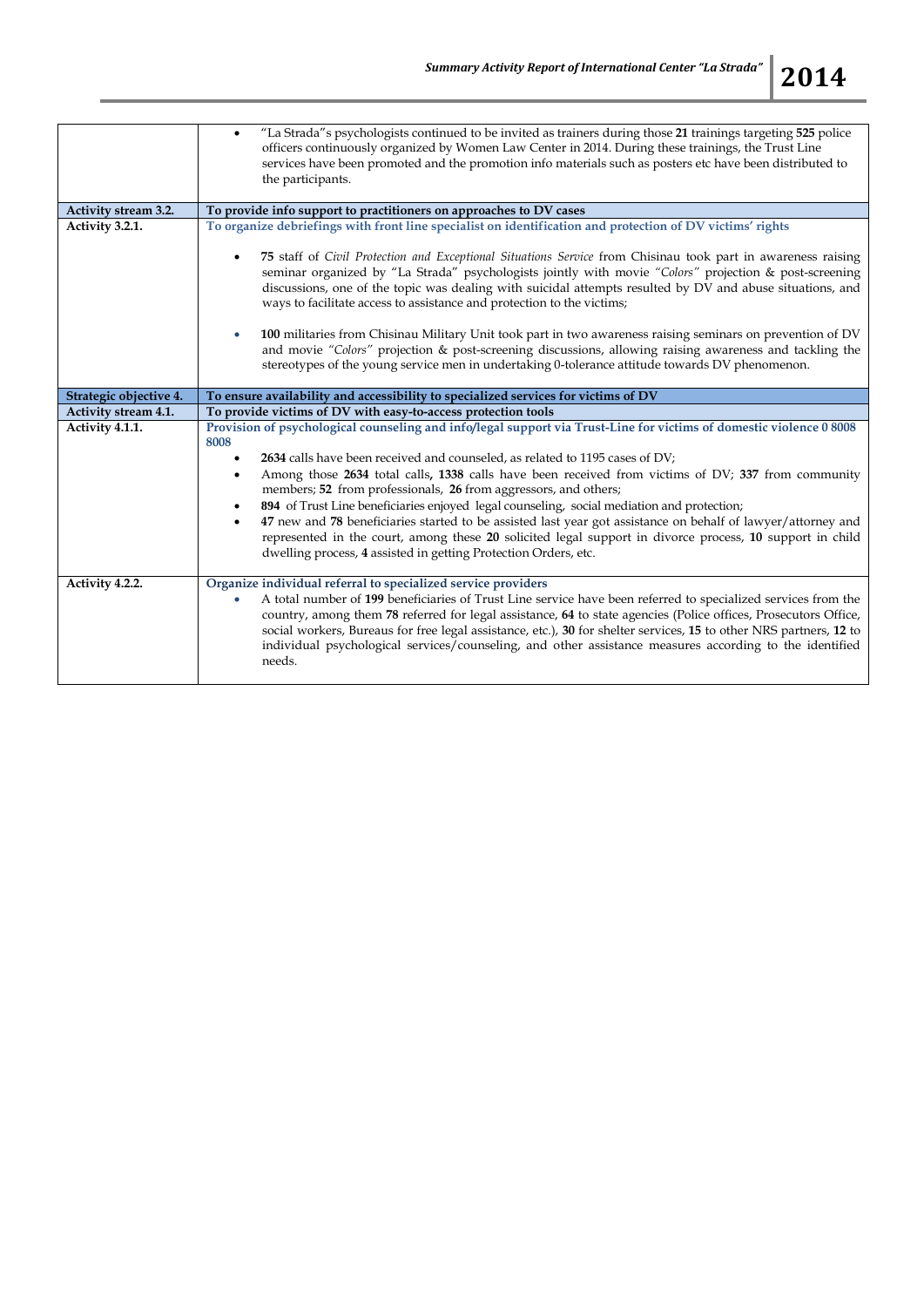| | |
|---|---|
| | • "La Strada"s psychologists continued to be invited as trainers during those **21** trainings targeting **525** police officers continuously organized by Women Law Center in 2014. During these trainings, the Trust Line services have been promoted and the promotion info materials such as posters etc have been distributed to the participants. |
| **Activity stream 3.2.** | **To provide info support to practitioners on approaches to DV cases** |
| **Activity 3.2.1.** | **To organize debriefings with front line specialist on identification and protection of DV victims' rights**<br><br>• **75** staff of *Civil Protection and Exceptional Situations Service* from Chisinau took part in awareness raising seminar organized by "La Strada" psychologists jointly with movie *"Colors"* projection & post-screening discussions, one of the topic was dealing with suicidal attempts resulted by DV and abuse situations, and ways to facilitate access to assistance and protection to the victims;<br><br>• **100** militaries from Chisinau Military Unit took part in two awareness raising seminars on prevention of DV and movie *"Colors"* projection & post-screening discussions, allowing raising awareness and tackling the stereotypes of the young service men in undertaking 0-tolerance attitude towards DV phenomenon. |
| **Strategic objective 4.** | **To ensure availability and accessibility to specialized services for victims of DV** |
| **Activity stream 4.1.** | **To provide victims of DV with easy-to-access protection tools** |
| **Activity 4.1.1.** | **Provision of psychological counseling and info/legal support via Trust-Line for victims of domestic violence 0 8008 8008**<br>• **2634** calls have been received and counseled, as related to 1195 cases of DV;<br>• Among those **2634** total calls**, 1338** calls have been received from victims of DV; **337** from community members; **52** from professionals, **26** from aggressors, and others;<br>• **894** of Trust Line beneficiaries enjoyed legal counseling, social mediation and protection;<br>• **47** new and **78** beneficiaries started to be assisted last year got assistance on behalf of lawyer/attorney and represented in the court, among these **20** solicited legal support in divorce process, **10** support in child dwelling process, **4** assisted in getting Protection Orders, etc. |
| **Activity 4.2.2.** | **Organize individual referral to specialized service providers**<br>• A total number of **199** beneficiaries of Trust Line service have been referred to specialized services from the country, among them **78** referred for legal assistance, **64** to state agencies (Police offices, Prosecutors Office, social workers, Bureaus for free legal assistance, etc.), **30** for shelter services, **15** to other NRS partners, **12** to individual psychological services/counseling, and other assistance measures according to the identified needs. |